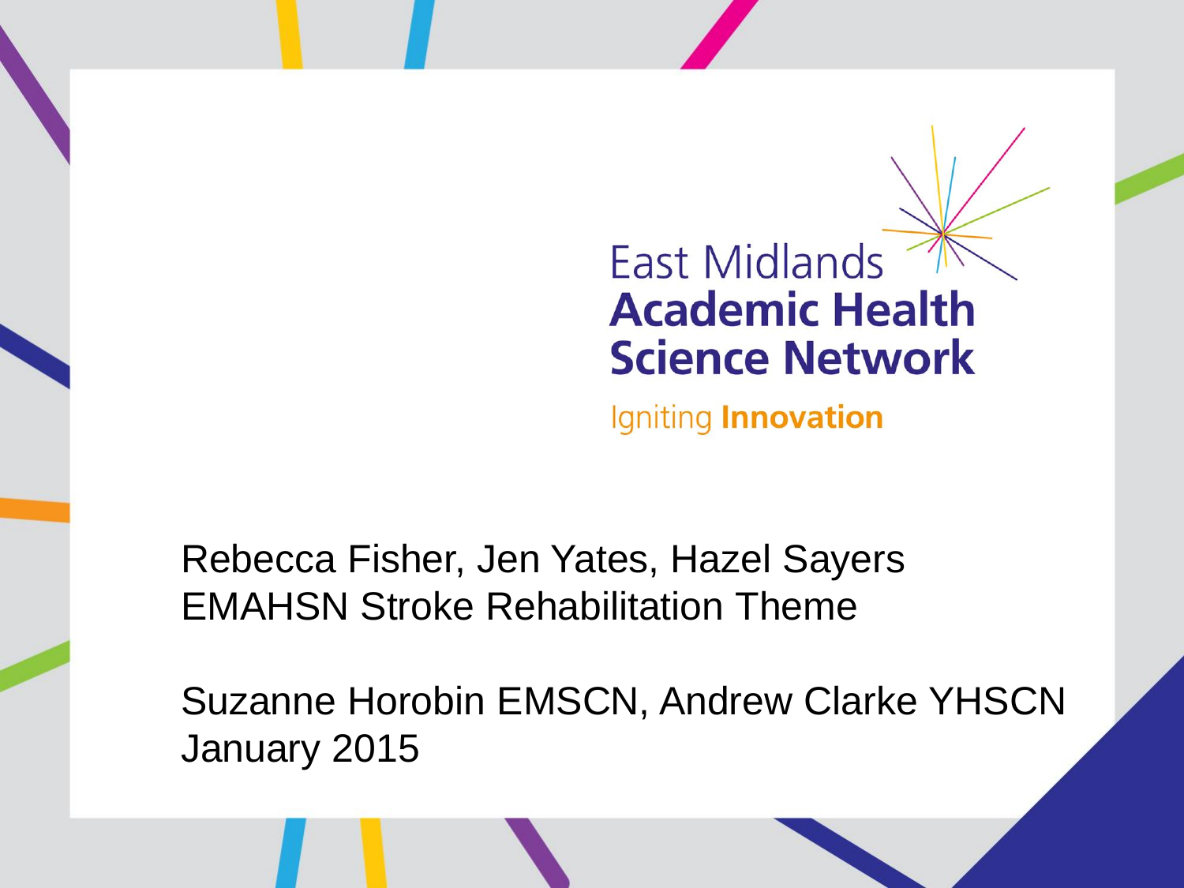East Midlands
**Academic Health Science Network**

Igniting **Innovation**

Rebecca Fisher, Jen Yates, Hazel Sayers
EMAHSN Stroke Rehabilitation Theme

Suzanne Horobin EMSCN, Andrew Clarke YHSCN
January 2015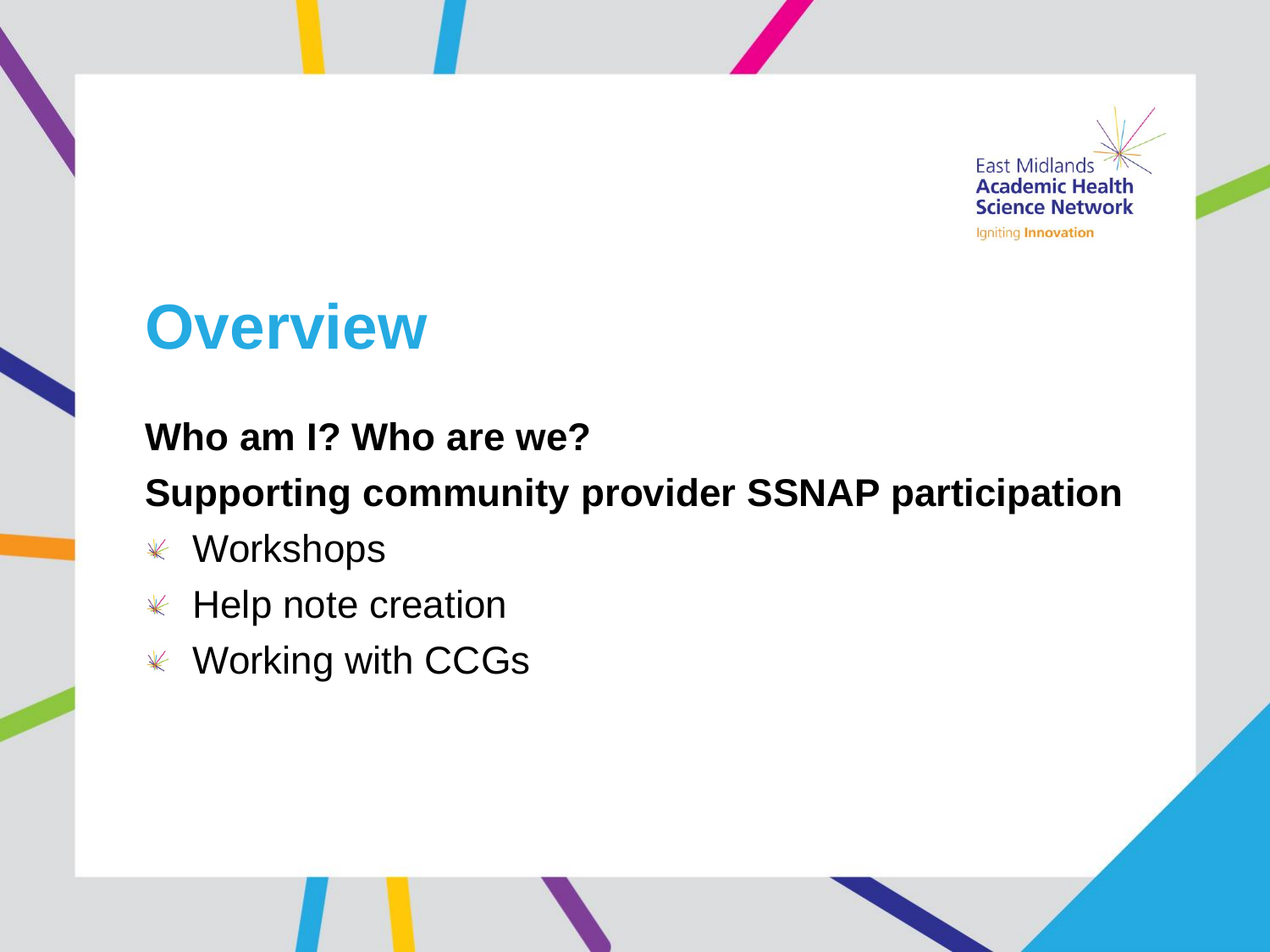East Midlands Academic Health Science Network
Igniting **Innovation**

# Overview

**Who am I? Who are we?**

**Supporting community provider SSNAP participation**

- Workshops
- Help note creation
- Working with CCGs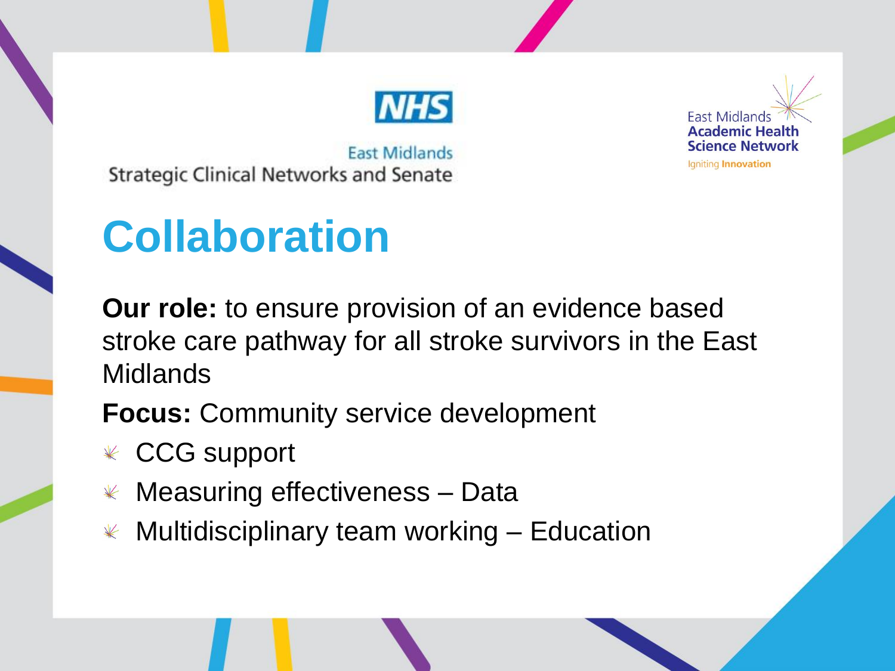NHS

East Midlands
Strategic Clinical Networks and Senate

East Midlands
Academic Health
Science Network
Igniting Innovation

# Collaboration

**Our role:** to ensure provision of an evidence based stroke care pathway for all stroke survivors in the East Midlands

**Focus:** Community service development

- CCG support
- Measuring effectiveness – Data
- Multidisciplinary team working – Education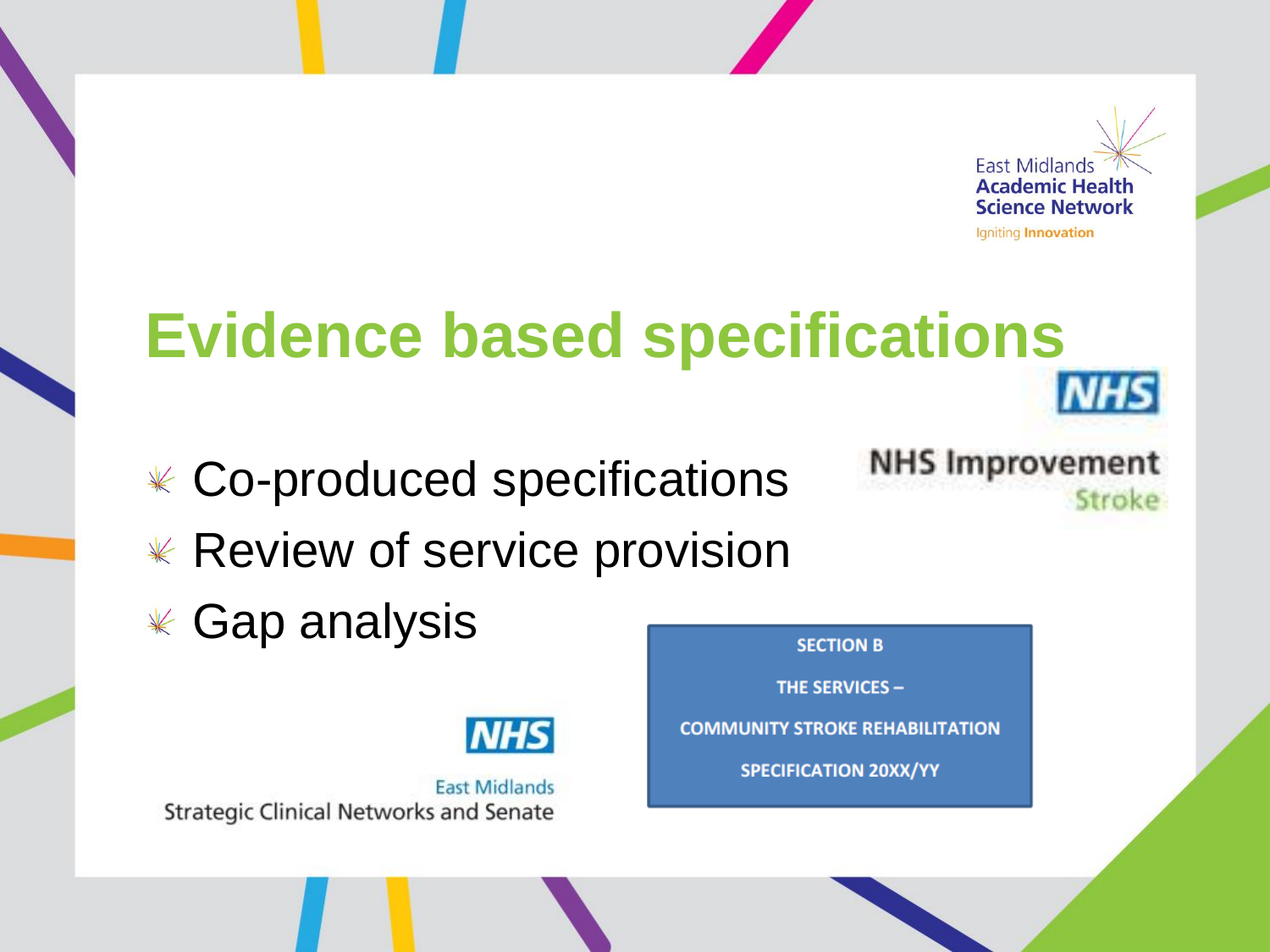East Midlands
Academic Health
Science Network
Igniting Innovation

# Evidence based specifications

NHS
NHS Improvement
Stroke

- Co-produced specifications
- Review of service provision
- Gap analysis

SECTION B

THE SERVICES –

COMMUNITY STROKE REHABILITATION

SPECIFICATION 20XX/YY

NHS
East Midlands
Strategic Clinical Networks and Senate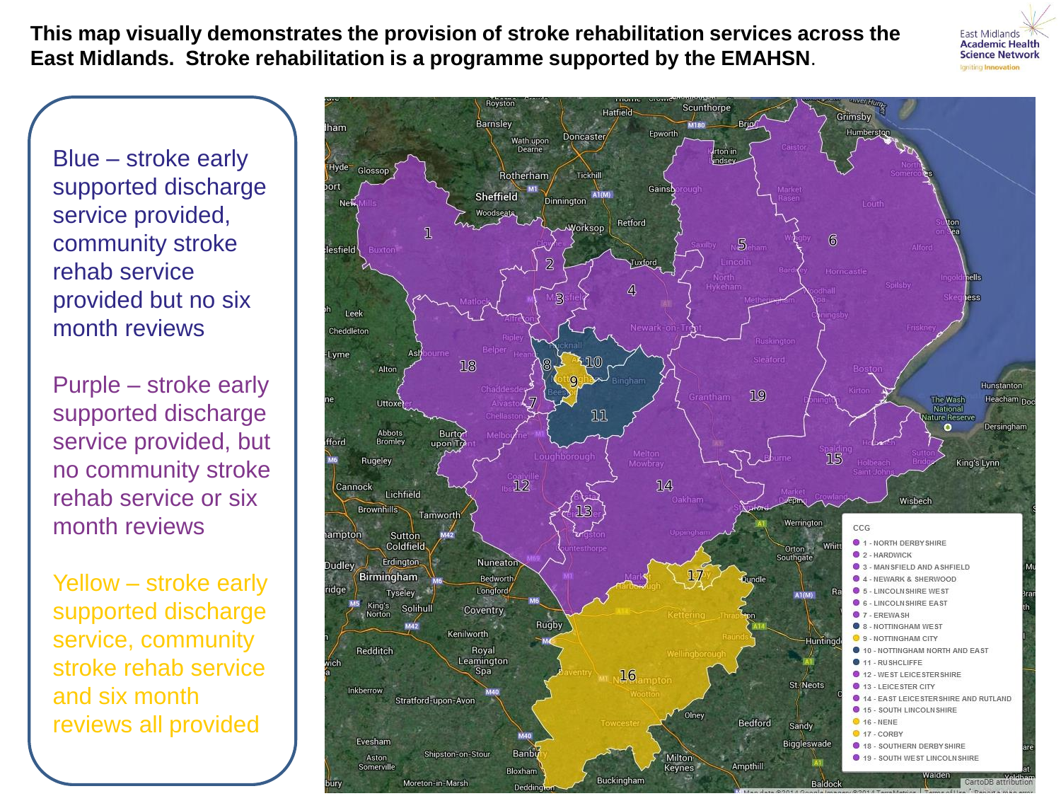**This map visually demonstrates the provision of stroke rehabilitation services across the East Midlands. Stroke rehabilitation is a programme supported by the EMAHSN.**

Blue – stroke early supported discharge service provided, community stroke rehab service provided but no six month reviews

Purple – stroke early supported discharge service provided, but no community stroke rehab service or six month reviews

Yellow – stroke early supported discharge service, community stroke rehab service and six month reviews all provided

CCG

- 1 - NORTH DERBYSHIRE
- 2 - HARDWICK
- 3 - MANSFIELD AND ASHFIELD
- 4 - NEWARK & SHERWOOD
- 5 - LINCOLNSHIRE WEST
- 6 - LINCOLNSHIRE EAST
- 7 - EREWASH
- 8 - NOTTINGHAM WEST
- 9 - NOTTINGHAM CITY
- 10 - NOTTINGHAM NORTH AND EAST
- 11 - RUSHCLIFFE
- 12 - WEST LEICESTERSHIRE
- 13 - LEICESTER CITY
- 14 - EAST LEICESTERSHIRE AND RUTLAND
- 15 - SOUTH LINCOLNSHIRE
- 16 - NENE
- 17 - CORBY
- 18 - SOUTHERN DERBYSHIRE
- 19 - SOUTH WEST LINCOLNSHIRE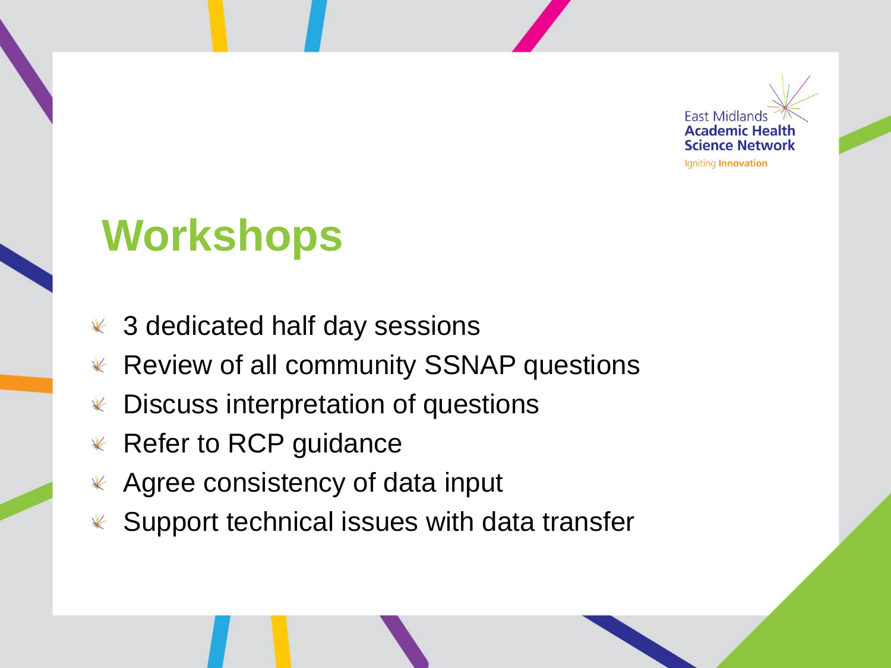East Midlands Academic Health Science Network
Igniting Innovation

# Workshops

- 3 dedicated half day sessions
- Review of all community SSNAP questions
- Discuss interpretation of questions
- Refer to RCP guidance
- Agree consistency of data input
- Support technical issues with data transfer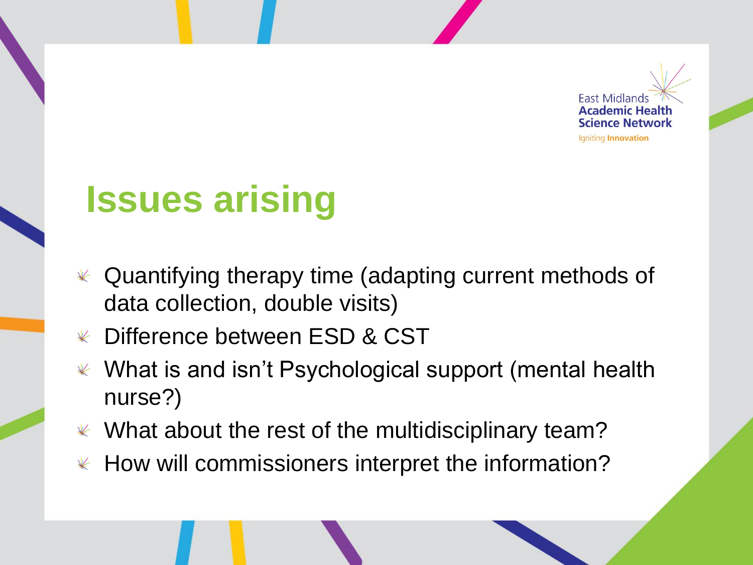East Midlands Academic Health Science Network
Igniting Innovation

# Issues arising

- Quantifying therapy time (adapting current methods of data collection, double visits)
- Difference between ESD & CST
- What is and isn't Psychological support (mental health nurse?)
- What about the rest of the multidisciplinary team?
- How will commissioners interpret the information?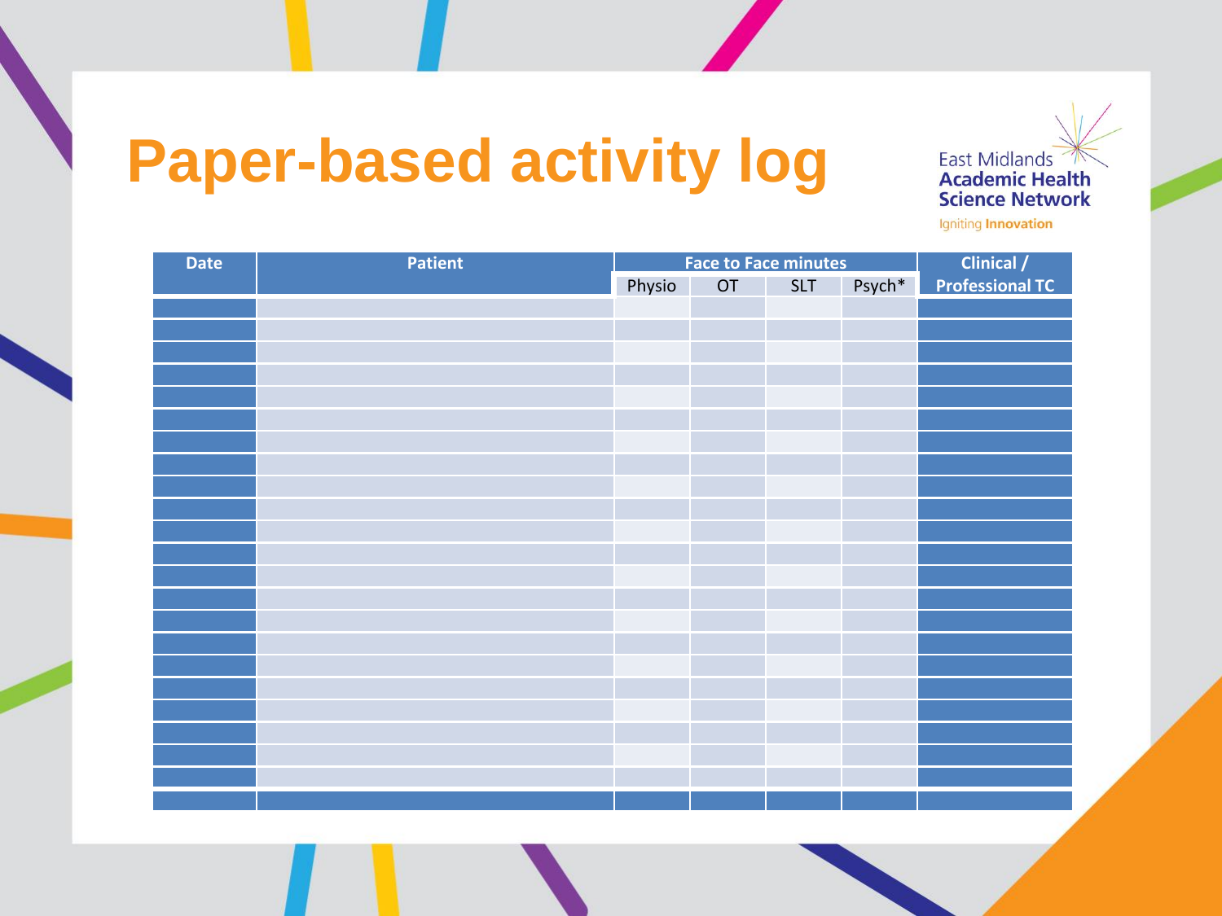# Paper-based activity log

East Midlands Academic Health Science Network
Igniting Innovation

| Date | Patient | Face to Face minutes | | | | Clinical / Professional TC |
|---|---|---|---|---|---|---|
| | | Physio | OT | SLT | Psych* | |
| | | | | | | |
| | | | | | | |
| | | | | | | |
| | | | | | | |
| | | | | | | |
| | | | | | | |
| | | | | | | |
| | | | | | | |
| | | | | | | |
| | | | | | | |
| | | | | | | |
| | | | | | | |
| | | | | | | |
| | | | | | | |
| | | | | | | |
| | | | | | | |
| | | | | | | |
| | | | | | | |
| | | | | | | |
| | | | | | | |
| | | | | | | |
| | | | | | | |
| | | | | | | |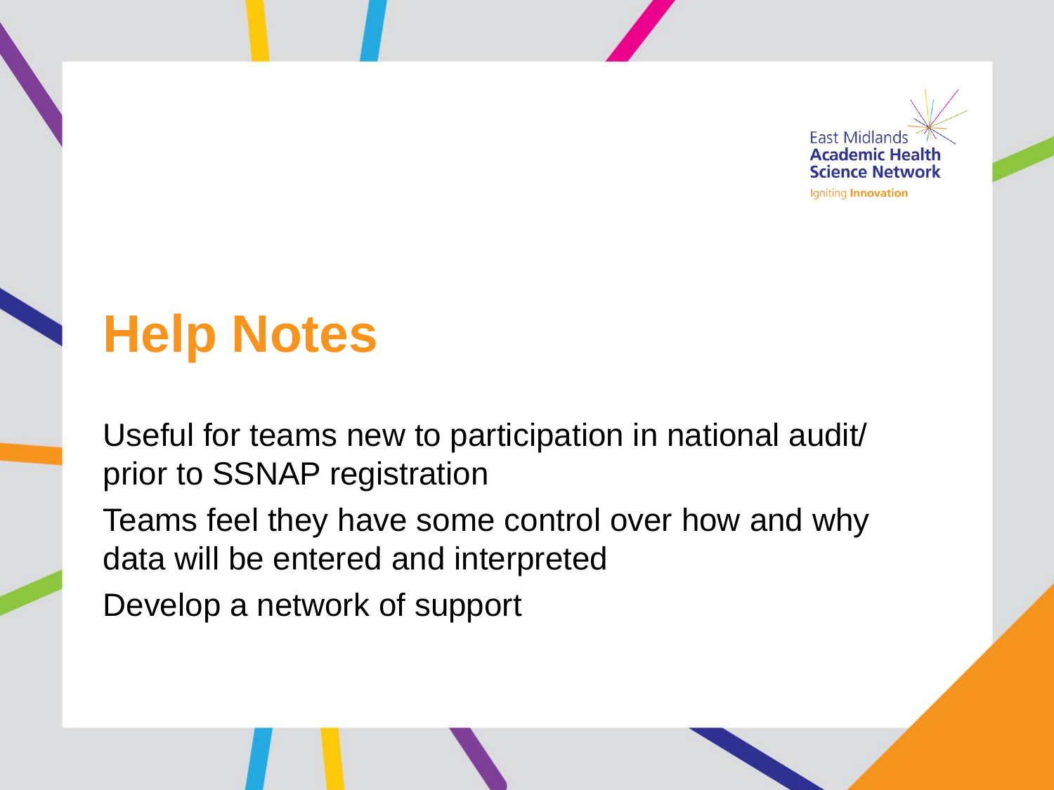East Midlands Academic Health Science Network
Igniting Innovation

# Help Notes

Useful for teams new to participation in national audit/ prior to SSNAP registration

Teams feel they have some control over how and why data will be entered and interpreted

Develop a network of support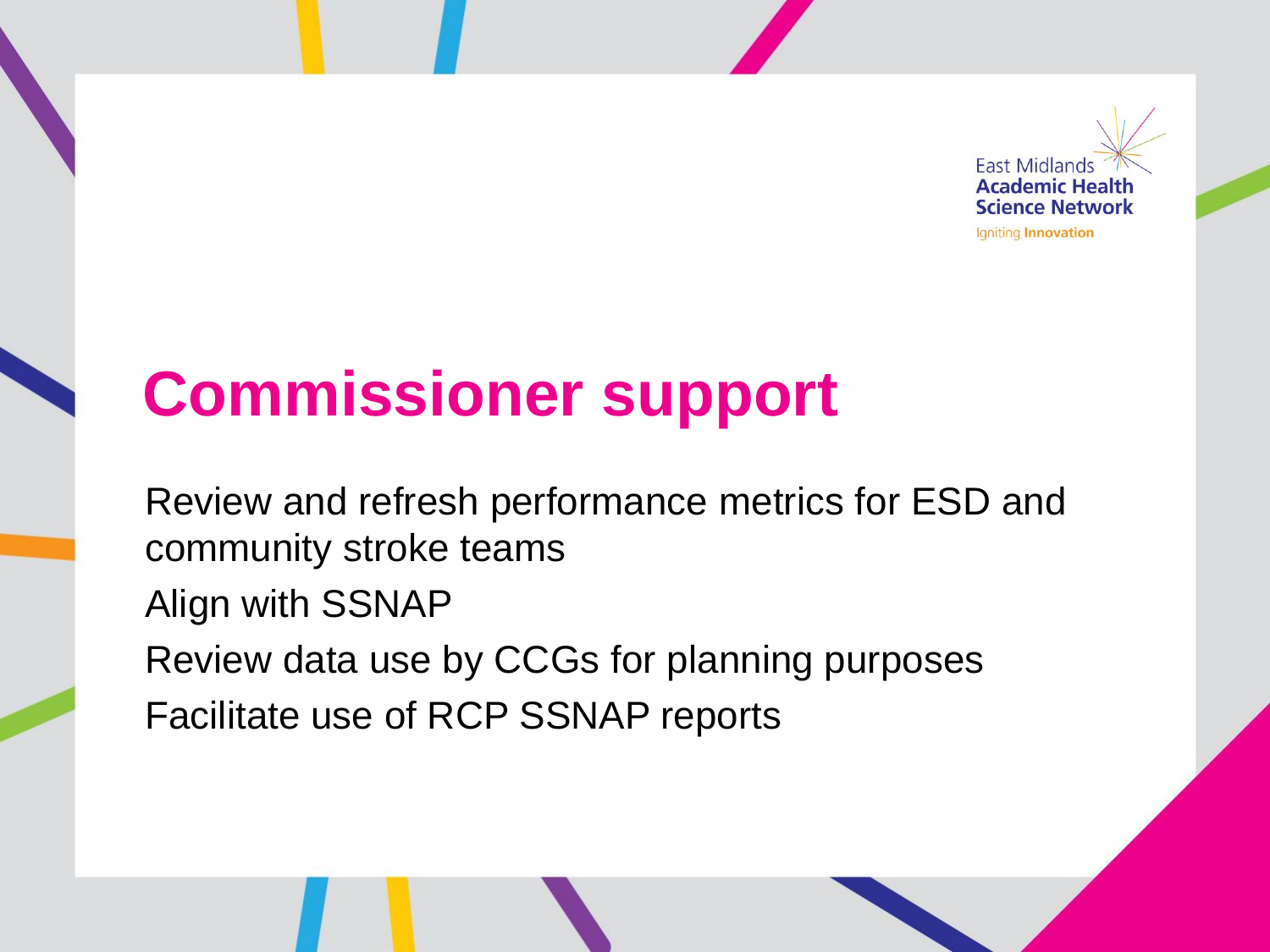East Midlands Academic Health Science Network
Igniting Innovation

# Commissioner support

Review and refresh performance metrics for ESD and community stroke teams

Align with SSNAP

Review data use by CCGs for planning purposes

Facilitate use of RCP SSNAP reports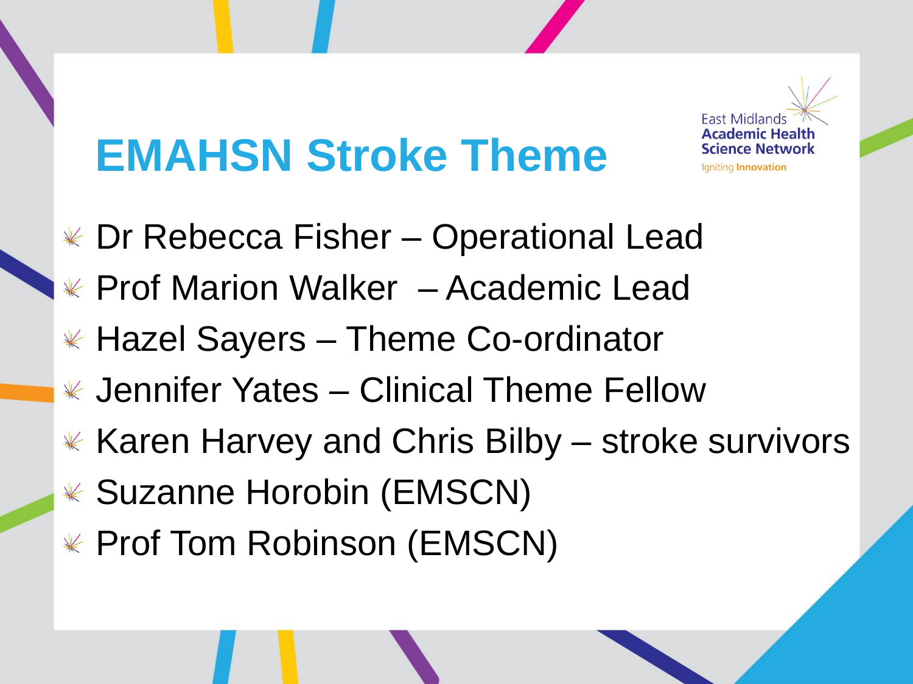# EMAHSN Stroke Theme

East Midlands Academic Health Science Network
Igniting Innovation

- Dr Rebecca Fisher – Operational Lead
- Prof Marion Walker – Academic Lead
- Hazel Sayers – Theme Co-ordinator
- Jennifer Yates – Clinical Theme Fellow
- Karen Harvey and Chris Bilby – stroke survivors
- Suzanne Horobin (EMSCN)
- Prof Tom Robinson (EMSCN)